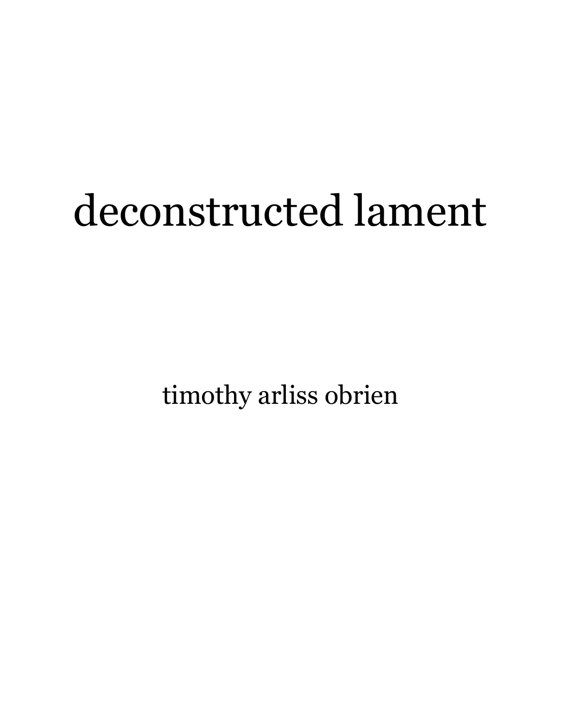# deconstructed lament

timothy arliss obrien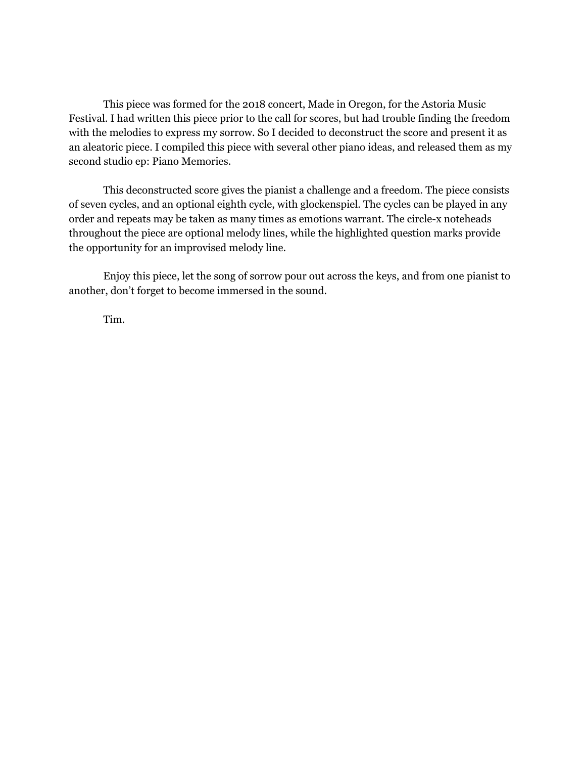This piece was formed for the 2018 concert, Made in Oregon, for the Astoria Music Festival. I had written this piece prior to the call for scores, but had trouble finding the freedom with the melodies to express my sorrow. So I decided to deconstruct the score and present it as an aleatoric piece. I compiled this piece with several other piano ideas, and released them as my second studio ep: Piano Memories.

This deconstructed score gives the pianist a challenge and a freedom. The piece consists of seven cycles, and an optional eighth cycle, with glockenspiel. The cycles can be played in any order and repeats may be taken as many times as emotions warrant. The circle-x noteheads throughout the piece are optional melody lines, while the highlighted question marks provide the opportunity for an improvised melody line.

Enjoy this piece, let the song of sorrow pour out across the keys, and from one pianist to another, don't forget to become immersed in the sound.

Tim.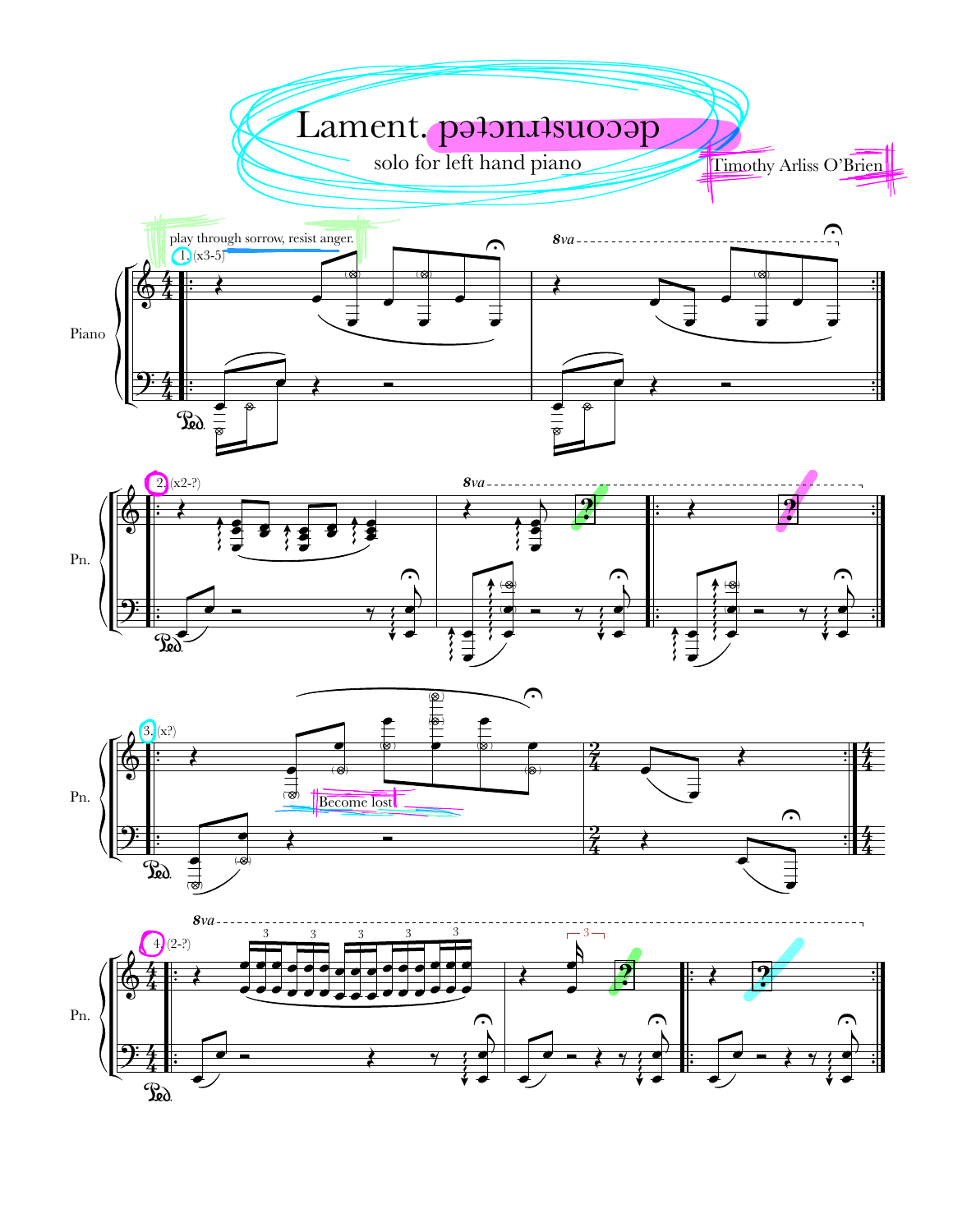# Lament. pəʇɔnɹʇsuoɔəp

solo for left hand piano

Timothy Arliss O'Brien

play through sorrow, resist anger.

1. (x3-5)

2. (x2-?)

3. (x?)

Become lost

4. (2-?)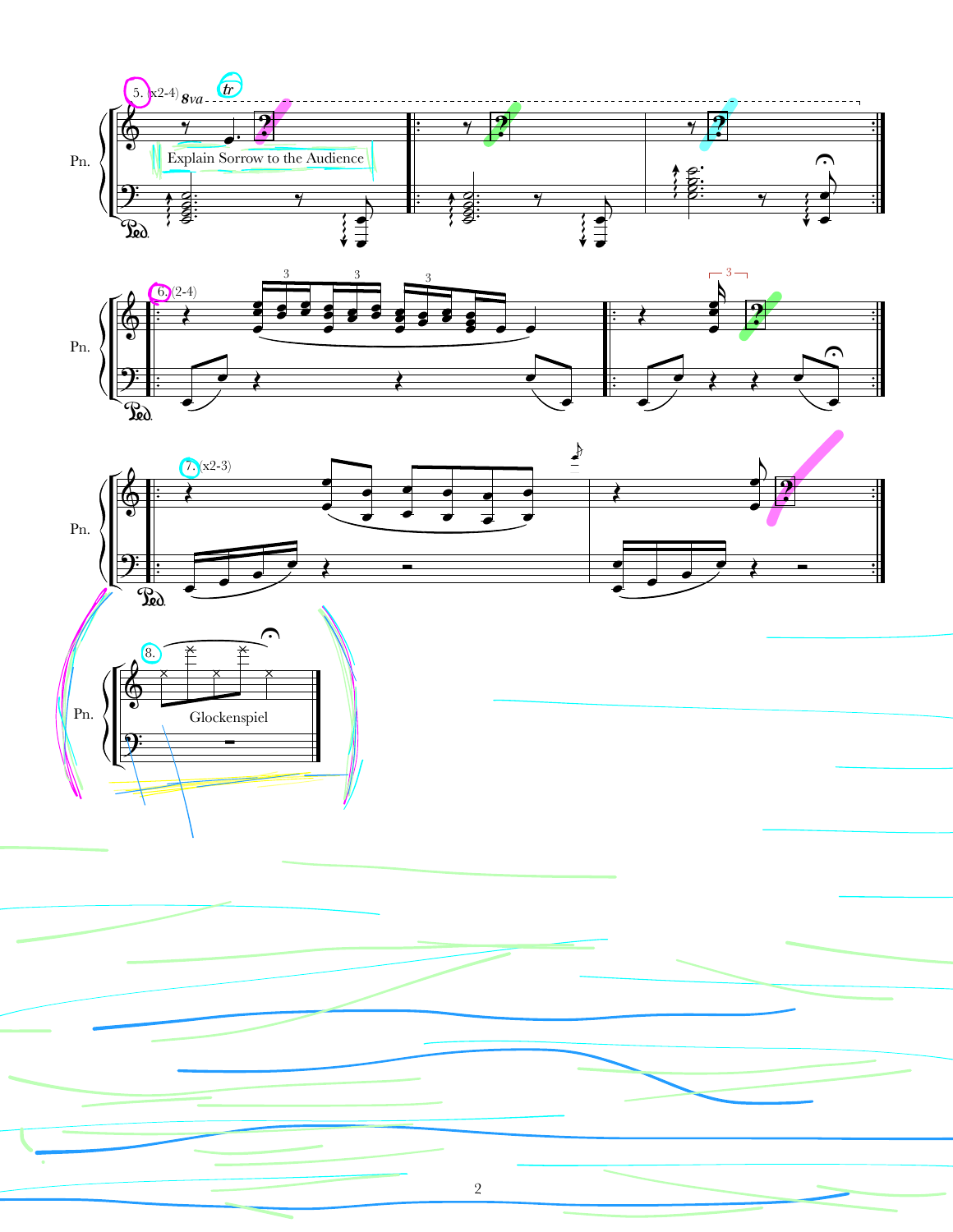5. (x2-4) *8va* *tr*

Pn.

Explain Sorrow to the Audience

6. (2-4)

Pn.

7. (x2-3)

Pn.

8.

Pn.

Glockenspiel